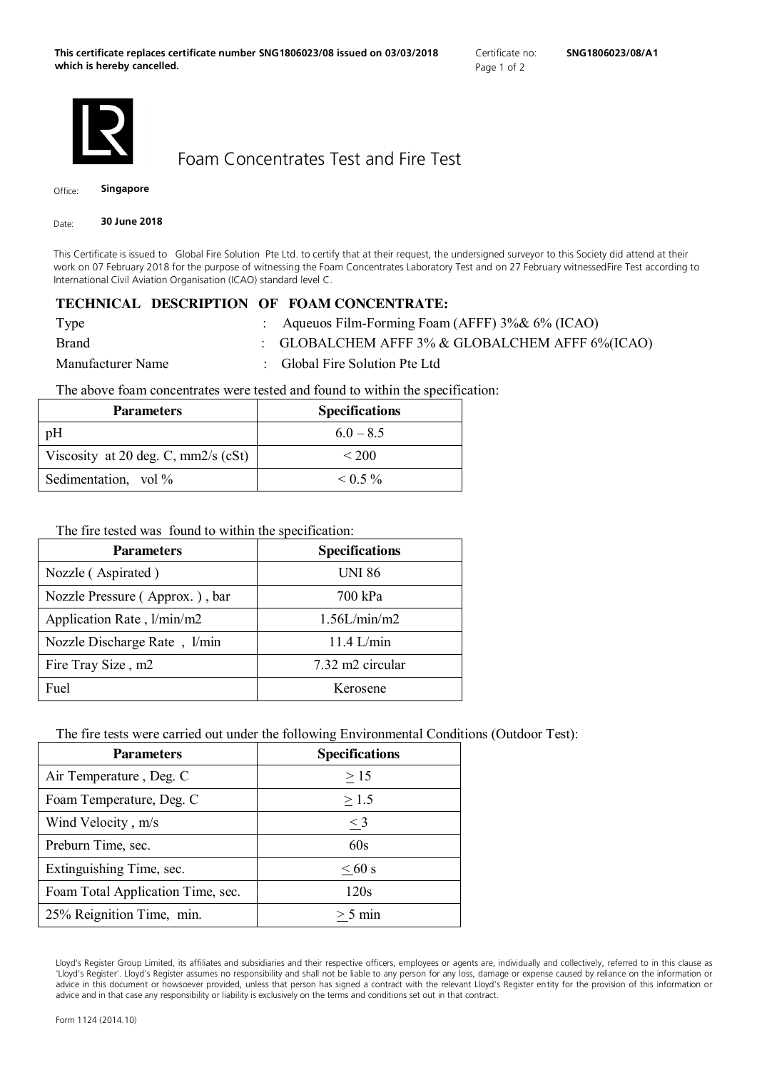**This certificate replaces certificate number SNG1806023/08 issued on 03/03/2018 which is hereby cancelled.**

Certificate no: **SNG1806023/08/A1**

# Foam Concentrates Test and Fire Test

Office: **Singapore**

Date: **30 June 2018**

This Certificate is issued to Global Fire Solution Pte Ltd. to certify that at their request, the undersigned surveyor to this Society did attend at their work on 07 February 2018 for the purpose of witnessing the Foam Concentrates Laboratory Test and on 27 February witnessedFire Test according to International Civil Aviation Organisation (ICAO) standard level C.

## TECHNICAL DESCRIPTION OF FOAM CONCENTRATE:

| | | |
|---|---|---|
| Type | : | Aqueuos Film-Forming Foam (AFFF) 3%& 6% (ICAO) |
| Brand | : | GLOBALCHEM AFFF 3% & GLOBALCHEM AFFF 6%(ICAO) |
| Manufacturer Name | : | Global Fire Solution Pte Ltd |

The above foam concentrates were tested and found to within the specification:

| Parameters | Specifications |
|---|---|
| pH | 6.0 – 8.5 |
| Viscosity at 20 deg. C, mm2/s (cSt) | < 200 |
| Sedimentation, vol % | < 0.5 % |

The fire tested was found to within the specification:

| Parameters | Specifications |
|---|---|
| Nozzle ( Aspirated ) | UNI 86 |
| Nozzle Pressure ( Approx. ) , bar | 700 kPa |
| Application Rate , l/min/m2 | 1.56L/min/m2 |
| Nozzle Discharge Rate , l/min | 11.4 L/min |
| Fire Tray Size , m2 | 7.32 m2 circular |
| Fuel | Kerosene |

The fire tests were carried out under the following Environmental Conditions (Outdoor Test):

| Parameters | Specifications |
|---|---|
| Air Temperature , Deg. C | $\geq$ 15 |
| Foam Temperature, Deg. C | $\geq$ 1.5 |
| Wind Velocity , m/s | $\leq$ 3 |
| Preburn Time, sec. | 60s |
| Extinguishing Time, sec. | $\leq$ 60 s |
| Foam Total Application Time, sec. | 120s |
| 25% Reignition Time, min. | $\geq$ 5 min |

Lloyd's Register Group Limited, its affiliates and subsidiaries and their respective officers, employees or agents are, individually and collectively, referred to in this clause as 'Lloyd's Register'. Lloyd's Register assumes no responsibility and shall not be liable to any person for any loss, damage or expense caused by reliance on the information or advice in this document or howsoever provided, unless that person has signed a contract with the relevant Lloyd's Register entity for the provision of this information or advice and in that case any responsibility or liability is exclusively on the terms and conditions set out in that contract.

Form 1124 (2014.10)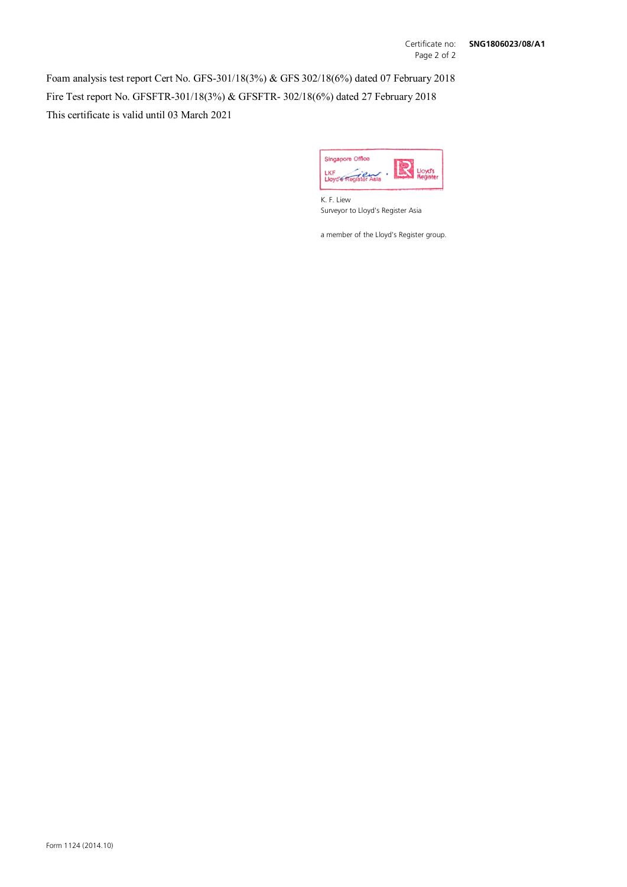Certificate no: **SNG1806023/08/A1**

Foam analysis test report Cert No. GFS-301/18(3%) & GFS 302/18(6%) dated 07 February 2018

Fire Test report No. GFSFTR-301/18(3%) & GFSFTR- 302/18(6%) dated 27 February 2018

This certificate is valid until 03 March 2021

Singapore Office
LKF
Lloyd's Register Asia

K. F. Liew
Surveyor to Lloyd's Register Asia

a member of the Lloyd's Register group.

Form 1124 (2014.10)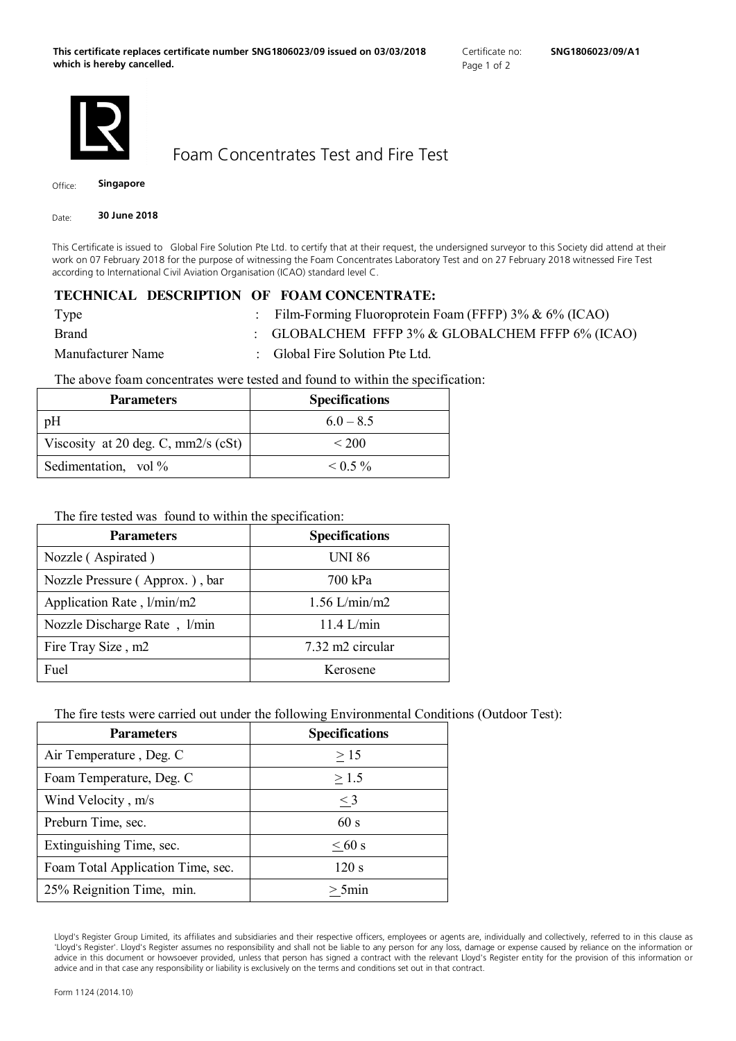**This certificate replaces certificate number SNG1806023/09 issued on 03/03/2018 which is hereby cancelled.**

Certificate no: **SNG1806023/09/A1**

# Foam Concentrates Test and Fire Test

Office: **Singapore**

Date: **30 June 2018**

This Certificate is issued to Global Fire Solution Pte Ltd. to certify that at their request, the undersigned surveyor to this Society did attend at their work on 07 February 2018 for the purpose of witnessing the Foam Concentrates Laboratory Test and on 27 February 2018 witnessed Fire Test according to International Civil Aviation Organisation (ICAO) standard level C.

## TECHNICAL DESCRIPTION OF FOAM CONCENTRATE:

| | | |
|---|---|---|
| Type | : | Film-Forming Fluoroprotein Foam (FFFP) 3% & 6% (ICAO) |
| Brand | : | GLOBALCHEM FFFP 3% & GLOBALCHEM FFFP 6% (ICAO) |
| Manufacturer Name | : | Global Fire Solution Pte Ltd. |

The above foam concentrates were tested and found to within the specification:

| Parameters | Specifications |
|---|---|
| pH | 6.0 – 8.5 |
| Viscosity at 20 deg. C, mm2/s (cSt) | < 200 |
| Sedimentation, vol % | < 0.5 % |

The fire tested was found to within the specification:

| Parameters | Specifications |
|---|---|
| Nozzle ( Aspirated ) | UNI 86 |
| Nozzle Pressure ( Approx. ) , bar | 700 kPa |
| Application Rate , l/min/m2 | 1.56 L/min/m2 |
| Nozzle Discharge Rate , l/min | 11.4 L/min |
| Fire Tray Size , m2 | 7.32 m2 circular |
| Fuel | Kerosene |

The fire tests were carried out under the following Environmental Conditions (Outdoor Test):

| Parameters | Specifications |
|---|---|
| Air Temperature , Deg. C | $\geq$ 15 |
| Foam Temperature, Deg. C | $\geq$ 1.5 |
| Wind Velocity , m/s | $\leq$ 3 |
| Preburn Time, sec. | 60 s |
| Extinguishing Time, sec. | $\leq$ 60 s |
| Foam Total Application Time, sec. | 120 s |
| 25% Reignition Time, min. | $\geq$ 5min |

Lloyd's Register Group Limited, its affiliates and subsidiaries and their respective officers, employees or agents are, individually and collectively, referred to in this clause as 'Lloyd's Register'. Lloyd's Register assumes no responsibility and shall not be liable to any person for any loss, damage or expense caused by reliance on the information or advice in this document or howsoever provided, unless that person has signed a contract with the relevant Lloyd's Register entity for the provision of this information or advice and in that case any responsibility or liability is exclusively on the terms and conditions set out in that contract.

Form 1124 (2014.10)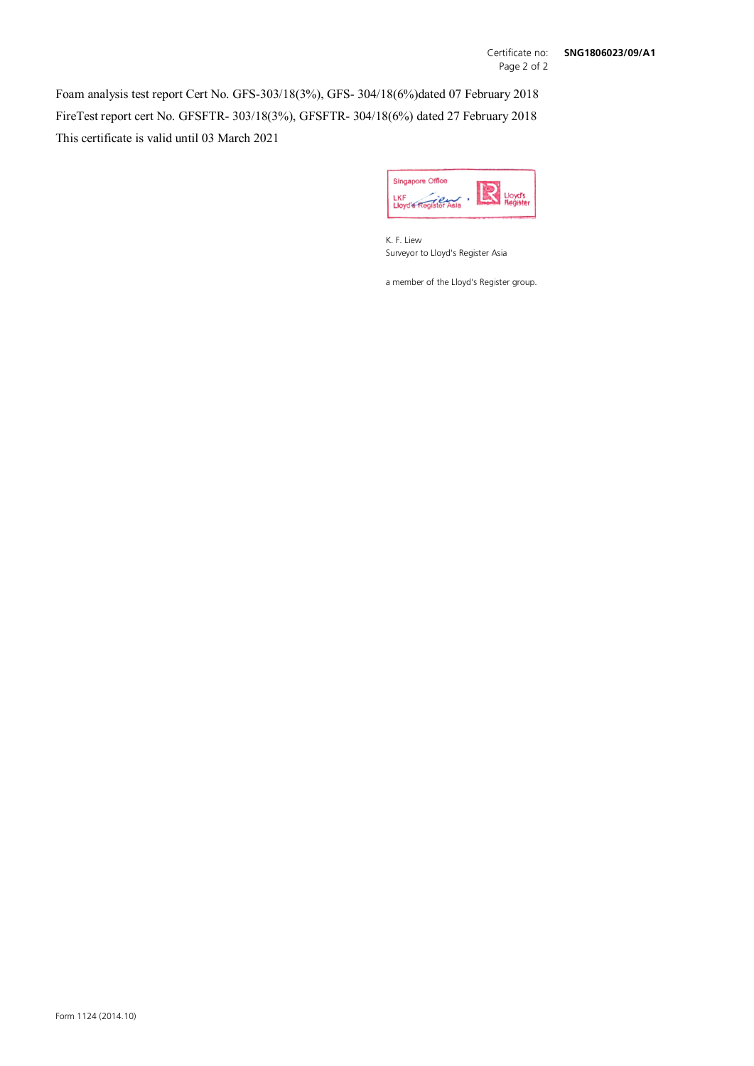Certificate no: **SNG1806023/09/A1**

Foam analysis test report Cert No. GFS-303/18(3%), GFS- 304/18(6%)dated 07 February 2018

FireTest report cert No. GFSFTR- 303/18(3%), GFSFTR- 304/18(6%) dated 27 February 2018

This certificate is valid until 03 March 2021

Singapore Office
LKF
Lloyd's Register Asia

K. F. Liew
Surveyor to Lloyd's Register Asia

a member of the Lloyd's Register group.

Form 1124 (2014.10)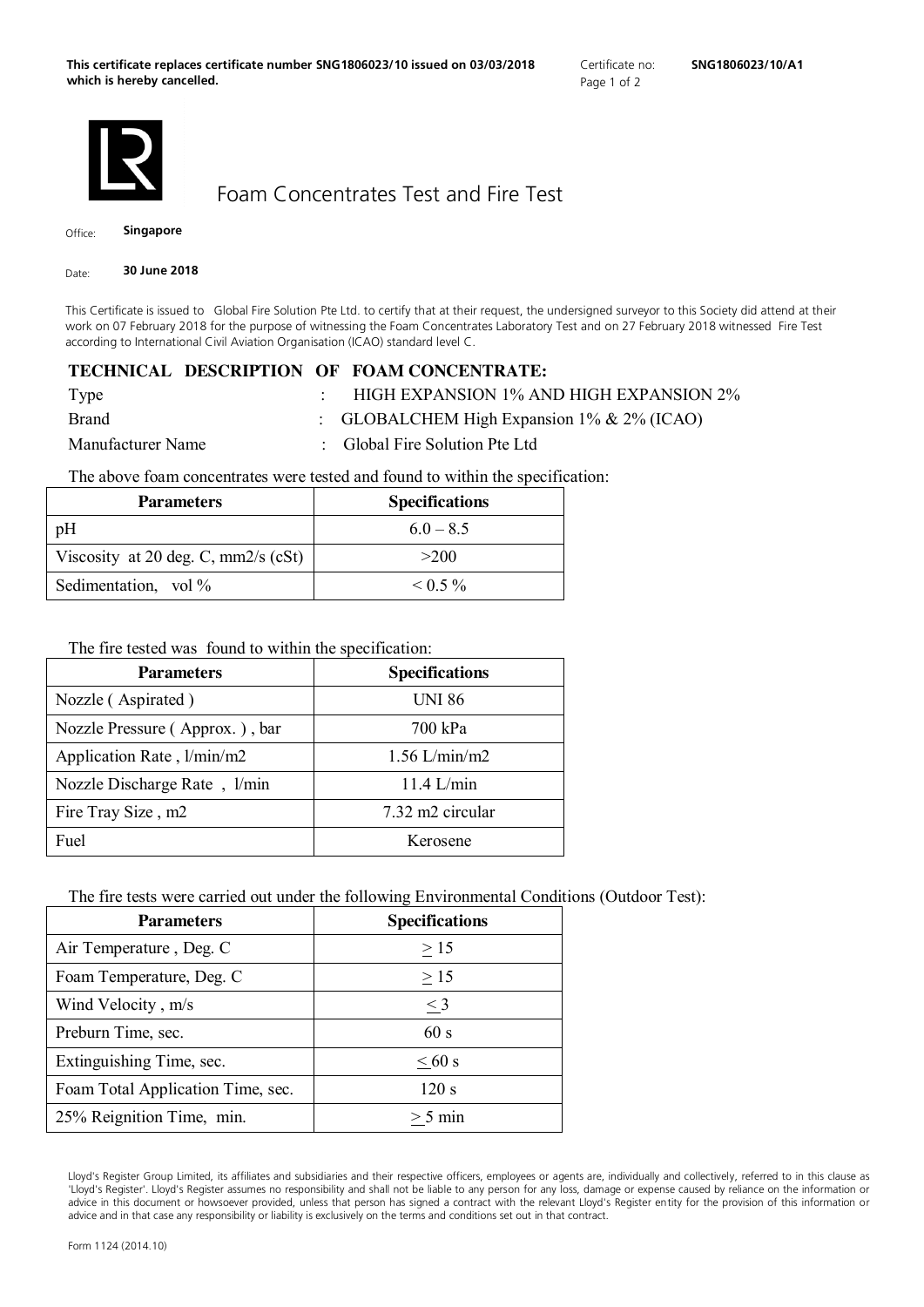**This certificate replaces certificate number SNG1806023/10 issued on 03/03/2018 which is hereby cancelled.**

Certificate no: **SNG1806023/10/A1**

# Foam Concentrates Test and Fire Test

Office: **Singapore**

Date: **30 June 2018**

This Certificate is issued to Global Fire Solution Pte Ltd. to certify that at their request, the undersigned surveyor to this Society did attend at their work on 07 February 2018 for the purpose of witnessing the Foam Concentrates Laboratory Test and on 27 February 2018 witnessed Fire Test according to International Civil Aviation Organisation (ICAO) standard level C.

## TECHNICAL DESCRIPTION OF FOAM CONCENTRATE:

Type : HIGH EXPANSION 1% AND HIGH EXPANSION 2%

Brand : GLOBALCHEM High Expansion 1% & 2% (ICAO)

Manufacturer Name : Global Fire Solution Pte Ltd

The above foam concentrates were tested and found to within the specification:

| Parameters | Specifications |
|---|---|
| pH | 6.0 – 8.5 |
| Viscosity at 20 deg. C, mm2/s (cSt) | >200 |
| Sedimentation, vol % | < 0.5 % |

The fire tested was found to within the specification:

| Parameters | Specifications |
|---|---|
| Nozzle ( Aspirated ) | UNI 86 |
| Nozzle Pressure ( Approx. ) , bar | 700 kPa |
| Application Rate , l/min/m2 | 1.56 L/min/m2 |
| Nozzle Discharge Rate , l/min | 11.4 L/min |
| Fire Tray Size , m2 | 7.32 m2 circular |
| Fuel | Kerosene |

The fire tests were carried out under the following Environmental Conditions (Outdoor Test):

| Parameters | Specifications |
|---|---|
| Air Temperature , Deg. C | $\geq$ 15 |
| Foam Temperature, Deg. C | $\geq$ 15 |
| Wind Velocity , m/s | $\leq$ 3 |
| Preburn Time, sec. | 60 s |
| Extinguishing Time, sec. | $\leq$ 60 s |
| Foam Total Application Time, sec. | 120 s |
| 25% Reignition Time, min. | $\geq$ 5 min |

Lloyd's Register Group Limited, its affiliates and subsidiaries and their respective officers, employees or agents are, individually and collectively, referred to in this clause as 'Lloyd's Register'. Lloyd's Register assumes no responsibility and shall not be liable to any person for any loss, damage or expense caused by reliance on the information or advice in this document or howsoever provided, unless that person has signed a contract with the relevant Lloyd's Register entity for the provision of this information or advice and in that case any responsibility or liability is exclusively on the terms and conditions set out in that contract.

Form 1124 (2014.10)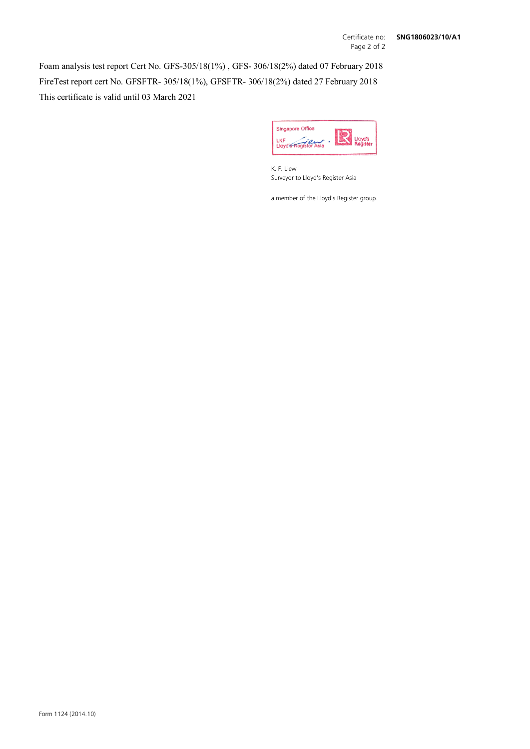Certificate no: **SNG1806023/10/A1**

Foam analysis test report Cert No. GFS-305/18(1%) , GFS- 306/18(2%) dated 07 February 2018

FireTest report cert No. GFSFTR- 305/18(1%), GFSFTR- 306/18(2%) dated 27 February 2018

This certificate is valid until 03 March 2021

Singapore Office

LKF
Lloyd's Register Asia

Lloyd's Register

K. F. Liew
Surveyor to Lloyd's Register Asia

a member of the Lloyd's Register group.

Form 1124 (2014.10)